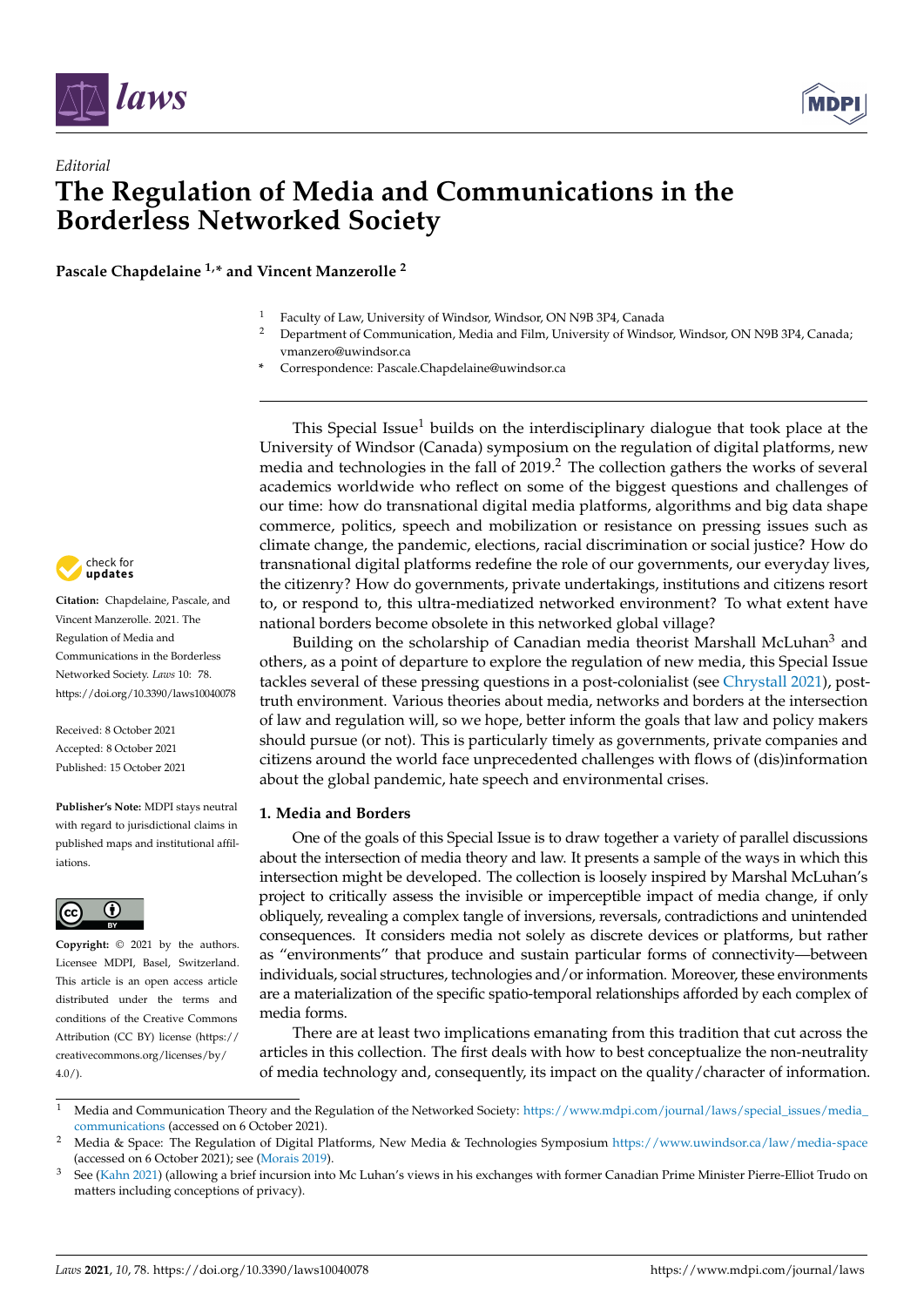*Editorial*

# The Regulation of Media and Communications in the Borderless Networked Society

**Pascale Chapdelaine [1,*] and Vincent Manzerolle [2]**

[1] Faculty of Law, University of Windsor, Windsor, ON N9B 3P4, Canada
[2] Department of Communication, Media and Film, University of Windsor, Windsor, ON N9B 3P4, Canada; vmanzero@uwindsor.ca
* Correspondence: Pascale.Chapdelaine@uwindsor.ca

**Citation:** Chapdelaine, Pascale, and Vincent Manzerolle. 2021. The Regulation of Media and Communications in the Borderless Networked Society. *Laws* 10: 78. https://doi.org/10.3390/laws10040078

Received: 8 October 2021
Accepted: 8 October 2021
Published: 15 October 2021

**Publisher's Note:** MDPI stays neutral with regard to jurisdictional claims in published maps and institutional affiliations.

**Copyright:** © 2021 by the authors. Licensee MDPI, Basel, Switzerland. This article is an open access article distributed under the terms and conditions of the Creative Commons Attribution (CC BY) license (https://creativecommons.org/licenses/by/4.0/).

This Special Issue[1] builds on the interdisciplinary dialogue that took place at the University of Windsor (Canada) symposium on the regulation of digital platforms, new media and technologies in the fall of 2019.[2] The collection gathers the works of several academics worldwide who reflect on some of the biggest questions and challenges of our time: how do transnational digital media platforms, algorithms and big data shape commerce, politics, speech and mobilization or resistance on pressing issues such as climate change, the pandemic, elections, racial discrimination or social justice? How do transnational digital platforms redefine the role of our governments, our everyday lives, the citizenry? How do governments, private undertakings, institutions and citizens resort to, or respond to, this ultra-mediatized networked environment? To what extent have national borders become obsolete in this networked global village?

Building on the scholarship of Canadian media theorist Marshall McLuhan[3] and others, as a point of departure to explore the regulation of new media, this Special Issue tackles several of these pressing questions in a post-colonialist (see Chrystall 2021), post-truth environment. Various theories about media, networks and borders at the intersection of law and regulation will, so we hope, better inform the goals that law and policy makers should pursue (or not). This is particularly timely as governments, private companies and citizens around the world face unprecedented challenges with flows of (dis)information about the global pandemic, hate speech and environmental crises.

## 1. Media and Borders

One of the goals of this Special Issue is to draw together a variety of parallel discussions about the intersection of media theory and law. It presents a sample of the ways in which this intersection might be developed. The collection is loosely inspired by Marshal McLuhan's project to critically assess the invisible or imperceptible impact of media change, if only obliquely, revealing a complex tangle of inversions, reversals, contradictions and unintended consequences. It considers media not solely as discrete devices or platforms, but rather as "environments" that produce and sustain particular forms of connectivity—between individuals, social structures, technologies and/or information. Moreover, these environments are a materialization of the specific spatio-temporal relationships afforded by each complex of media forms.

There are at least two implications emanating from this tradition that cut across the articles in this collection. The first deals with how to best conceptualize the non-neutrality of media technology and, consequently, its impact on the quality/character of information.

---

[1] Media and Communication Theory and the Regulation of the Networked Society: https://www.mdpi.com/journal/laws/special_issues/media_communications (accessed on 6 October 2021).

[2] Media & Space: The Regulation of Digital Platforms, New Media & Technologies Symposium https://www.uwindsor.ca/law/media-space (accessed on 6 October 2021); see (Morais 2019).

[3] See (Kahn 2021) (allowing a brief incursion into Mc Luhan's views in his exchanges with former Canadian Prime Minister Pierre-Elliot Trudo on matters including conceptions of privacy).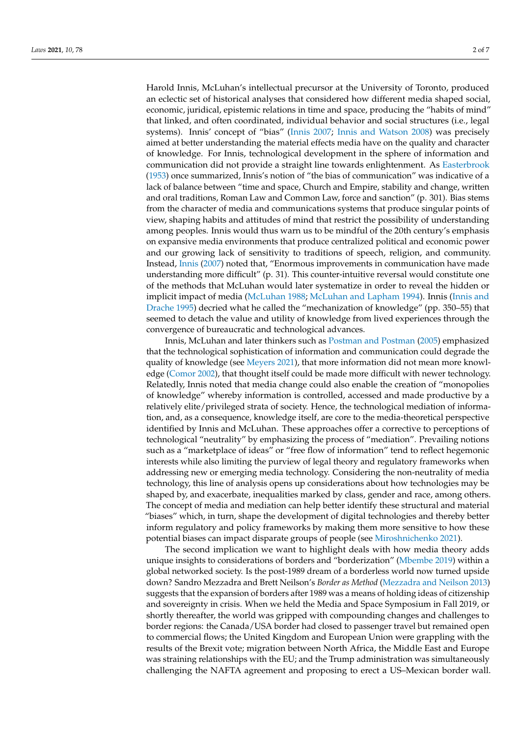Harold Innis, McLuhan's intellectual precursor at the University of Toronto, produced an eclectic set of historical analyses that considered how different media shaped social, economic, juridical, epistemic relations in time and space, producing the "habits of mind" that linked, and often coordinated, individual behavior and social structures (i.e., legal systems). Innis' concept of "bias" (Innis 2007; Innis and Watson 2008) was precisely aimed at better understanding the material effects media have on the quality and character of knowledge. For Innis, technological development in the sphere of information and communication did not provide a straight line towards enlightenment. As Easterbrook (1953) once summarized, Innis's notion of "the bias of communication" was indicative of a lack of balance between "time and space, Church and Empire, stability and change, written and oral traditions, Roman Law and Common Law, force and sanction" (p. 301). Bias stems from the character of media and communications systems that produce singular points of view, shaping habits and attitudes of mind that restrict the possibility of understanding among peoples. Innis would thus warn us to be mindful of the 20th century's emphasis on expansive media environments that produce centralized political and economic power and our growing lack of sensitivity to traditions of speech, religion, and community. Instead, Innis (2007) noted that, "Enormous improvements in communication have made understanding more difficult" (p. 31). This counter-intuitive reversal would constitute one of the methods that McLuhan would later systematize in order to reveal the hidden or implicit impact of media (McLuhan 1988; McLuhan and Lapham 1994). Innis (Innis and Drache 1995) decried what he called the "mechanization of knowledge" (pp. 350–55) that seemed to detach the value and utility of knowledge from lived experiences through the convergence of bureaucratic and technological advances.

Innis, McLuhan and later thinkers such as Postman and Postman (2005) emphasized that the technological sophistication of information and communication could degrade the quality of knowledge (see Meyers 2021), that more information did not mean more knowledge (Comor 2002), that thought itself could be made more difficult with newer technology. Relatedly, Innis noted that media change could also enable the creation of "monopolies of knowledge" whereby information is controlled, accessed and made productive by a relatively elite/privileged strata of society. Hence, the technological mediation of information, and, as a consequence, knowledge itself, are core to the media-theoretical perspective identified by Innis and McLuhan. These approaches offer a corrective to perceptions of technological "neutrality" by emphasizing the process of "mediation". Prevailing notions such as a "marketplace of ideas" or "free flow of information" tend to reflect hegemonic interests while also limiting the purview of legal theory and regulatory frameworks when addressing new or emerging media technology. Considering the non-neutrality of media technology, this line of analysis opens up considerations about how technologies may be shaped by, and exacerbate, inequalities marked by class, gender and race, among others. The concept of media and mediation can help better identify these structural and material "biases" which, in turn, shape the development of digital technologies and thereby better inform regulatory and policy frameworks by making them more sensitive to how these potential biases can impact disparate groups of people (see Miroshnichenko 2021).

The second implication we want to highlight deals with how media theory adds unique insights to considerations of borders and "borderization" (Mbembe 2019) within a global networked society. Is the post-1989 dream of a borderless world now turned upside down? Sandro Mezzadra and Brett Neilson's *Border as Method* (Mezzadra and Neilson 2013) suggests that the expansion of borders after 1989 was a means of holding ideas of citizenship and sovereignty in crisis. When we held the Media and Space Symposium in Fall 2019, or shortly thereafter, the world was gripped with compounding changes and challenges to border regions: the Canada/USA border had closed to passenger travel but remained open to commercial flows; the United Kingdom and European Union were grappling with the results of the Brexit vote; migration between North Africa, the Middle East and Europe was straining relationships with the EU; and the Trump administration was simultaneously challenging the NAFTA agreement and proposing to erect a US–Mexican border wall.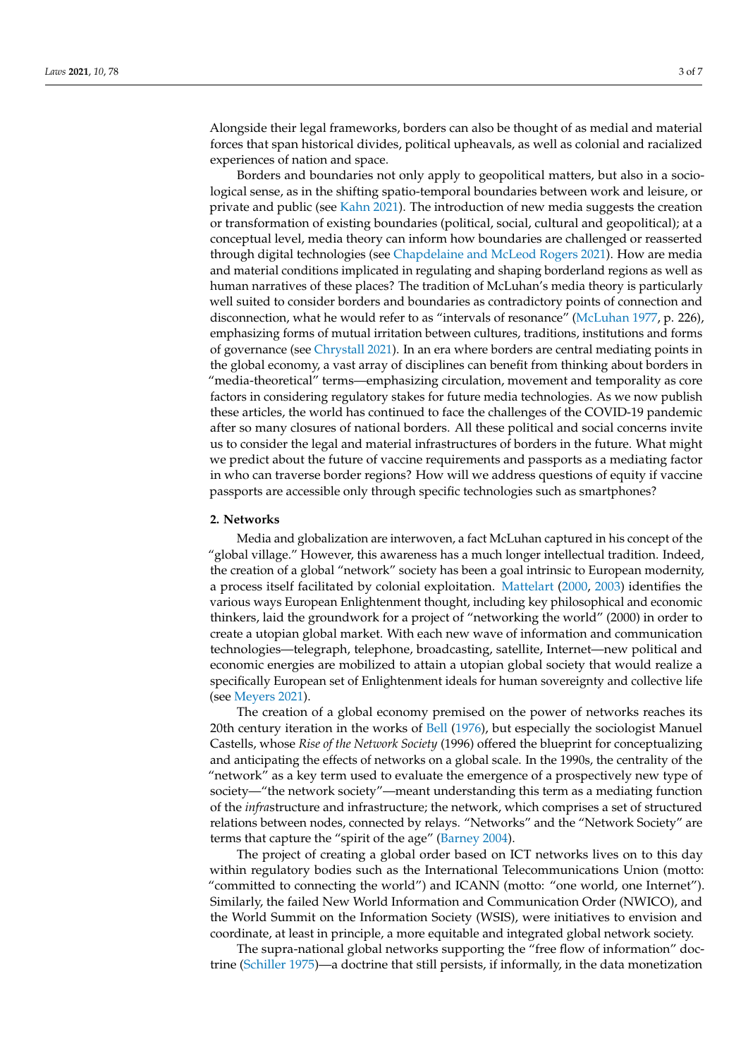Alongside their legal frameworks, borders can also be thought of as medial and material forces that span historical divides, political upheavals, as well as colonial and racialized experiences of nation and space.

Borders and boundaries not only apply to geopolitical matters, but also in a sociological sense, as in the shifting spatio-temporal boundaries between work and leisure, or private and public (see Kahn 2021). The introduction of new media suggests the creation or transformation of existing boundaries (political, social, cultural and geopolitical); at a conceptual level, media theory can inform how boundaries are challenged or reasserted through digital technologies (see Chapdelaine and McLeod Rogers 2021). How are media and material conditions implicated in regulating and shaping borderland regions as well as human narratives of these places? The tradition of McLuhan's media theory is particularly well suited to consider borders and boundaries as contradictory points of connection and disconnection, what he would refer to as "intervals of resonance" (McLuhan 1977, p. 226), emphasizing forms of mutual irritation between cultures, traditions, institutions and forms of governance (see Chrystall 2021). In an era where borders are central mediating points in the global economy, a vast array of disciplines can benefit from thinking about borders in "media-theoretical" terms—emphasizing circulation, movement and temporality as core factors in considering regulatory stakes for future media technologies. As we now publish these articles, the world has continued to face the challenges of the COVID-19 pandemic after so many closures of national borders. All these political and social concerns invite us to consider the legal and material infrastructures of borders in the future. What might we predict about the future of vaccine requirements and passports as a mediating factor in who can traverse border regions? How will we address questions of equity if vaccine passports are accessible only through specific technologies such as smartphones?

## 2. Networks

Media and globalization are interwoven, a fact McLuhan captured in his concept of the "global village." However, this awareness has a much longer intellectual tradition. Indeed, the creation of a global "network" society has been a goal intrinsic to European modernity, a process itself facilitated by colonial exploitation. Mattelart (2000, 2003) identifies the various ways European Enlightenment thought, including key philosophical and economic thinkers, laid the groundwork for a project of "networking the world" (2000) in order to create a utopian global market. With each new wave of information and communication technologies—telegraph, telephone, broadcasting, satellite, Internet—new political and economic energies are mobilized to attain a utopian global society that would realize a specifically European set of Enlightenment ideals for human sovereignty and collective life (see Meyers 2021).

The creation of a global economy premised on the power of networks reaches its 20th century iteration in the works of Bell (1976), but especially the sociologist Manuel Castells, whose *Rise of the Network Society* (1996) offered the blueprint for conceptualizing and anticipating the effects of networks on a global scale. In the 1990s, the centrality of the "network" as a key term used to evaluate the emergence of a prospectively new type of society—"the network society"—meant understanding this term as a mediating function of the *infra*structure and infrastructure; the network, which comprises a set of structured relations between nodes, connected by relays. "Networks" and the "Network Society" are terms that capture the "spirit of the age" (Barney 2004).

The project of creating a global order based on ICT networks lives on to this day within regulatory bodies such as the International Telecommunications Union (motto: "committed to connecting the world") and ICANN (motto: "one world, one Internet"). Similarly, the failed New World Information and Communication Order (NWICO), and the World Summit on the Information Society (WSIS), were initiatives to envision and coordinate, at least in principle, a more equitable and integrated global network society.

The supra-national global networks supporting the "free flow of information" doctrine (Schiller 1975)—a doctrine that still persists, if informally, in the data monetization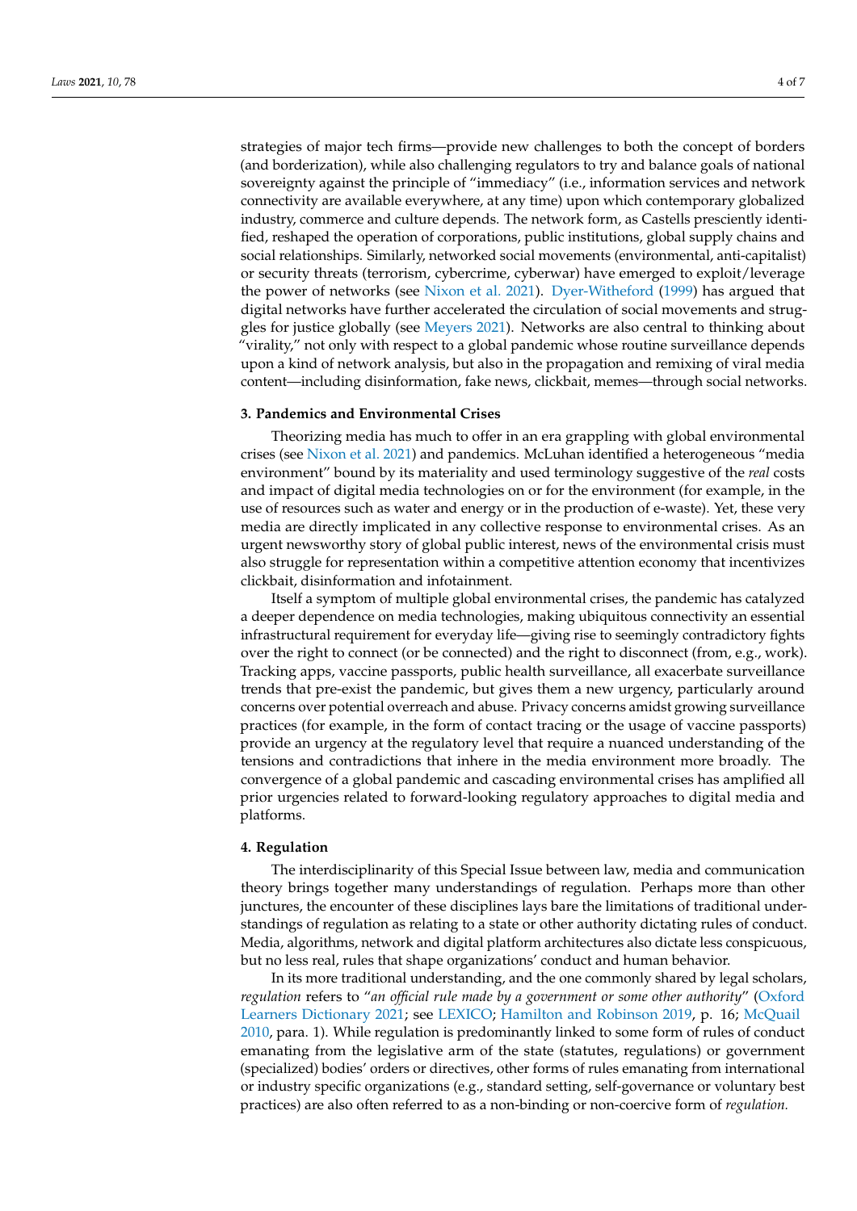strategies of major tech firms—provide new challenges to both the concept of borders (and borderization), while also challenging regulators to try and balance goals of national sovereignty against the principle of "immediacy" (i.e., information services and network connectivity are available everywhere, at any time) upon which contemporary globalized industry, commerce and culture depends. The network form, as Castells presciently identified, reshaped the operation of corporations, public institutions, global supply chains and social relationships. Similarly, networked social movements (environmental, anti-capitalist) or security threats (terrorism, cybercrime, cyberwar) have emerged to exploit/leverage the power of networks (see Nixon et al. 2021). Dyer-Witheford (1999) has argued that digital networks have further accelerated the circulation of social movements and struggles for justice globally (see Meyers 2021). Networks are also central to thinking about "virality," not only with respect to a global pandemic whose routine surveillance depends upon a kind of network analysis, but also in the propagation and remixing of viral media content—including disinformation, fake news, clickbait, memes—through social networks.

## 3. Pandemics and Environmental Crises

Theorizing media has much to offer in an era grappling with global environmental crises (see Nixon et al. 2021) and pandemics. McLuhan identified a heterogeneous "media environment" bound by its materiality and used terminology suggestive of the *real* costs and impact of digital media technologies on or for the environment (for example, in the use of resources such as water and energy or in the production of e-waste). Yet, these very media are directly implicated in any collective response to environmental crises. As an urgent newsworthy story of global public interest, news of the environmental crisis must also struggle for representation within a competitive attention economy that incentivizes clickbait, disinformation and infotainment.

Itself a symptom of multiple global environmental crises, the pandemic has catalyzed a deeper dependence on media technologies, making ubiquitous connectivity an essential infrastructural requirement for everyday life—giving rise to seemingly contradictory fights over the right to connect (or be connected) and the right to disconnect (from, e.g., work). Tracking apps, vaccine passports, public health surveillance, all exacerbate surveillance trends that pre-exist the pandemic, but gives them a new urgency, particularly around concerns over potential overreach and abuse. Privacy concerns amidst growing surveillance practices (for example, in the form of contact tracing or the usage of vaccine passports) provide an urgency at the regulatory level that require a nuanced understanding of the tensions and contradictions that inhere in the media environment more broadly. The convergence of a global pandemic and cascading environmental crises has amplified all prior urgencies related to forward-looking regulatory approaches to digital media and platforms.

## 4. Regulation

The interdisciplinarity of this Special Issue between law, media and communication theory brings together many understandings of regulation. Perhaps more than other junctures, the encounter of these disciplines lays bare the limitations of traditional understandings of regulation as relating to a state or other authority dictating rules of conduct. Media, algorithms, network and digital platform architectures also dictate less conspicuous, but no less real, rules that shape organizations' conduct and human behavior.

In its more traditional understanding, and the one commonly shared by legal scholars, *regulation* refers to "*an official rule made by a government or some other authority*" (Oxford Learners Dictionary 2021; see LEXICO; Hamilton and Robinson 2019, p. 16; McQuail 2010, para. 1). While regulation is predominantly linked to some form of rules of conduct emanating from the legislative arm of the state (statutes, regulations) or government (specialized) bodies' orders or directives, other forms of rules emanating from international or industry specific organizations (e.g., standard setting, self-governance or voluntary best practices) are also often referred to as a non-binding or non-coercive form of *regulation.*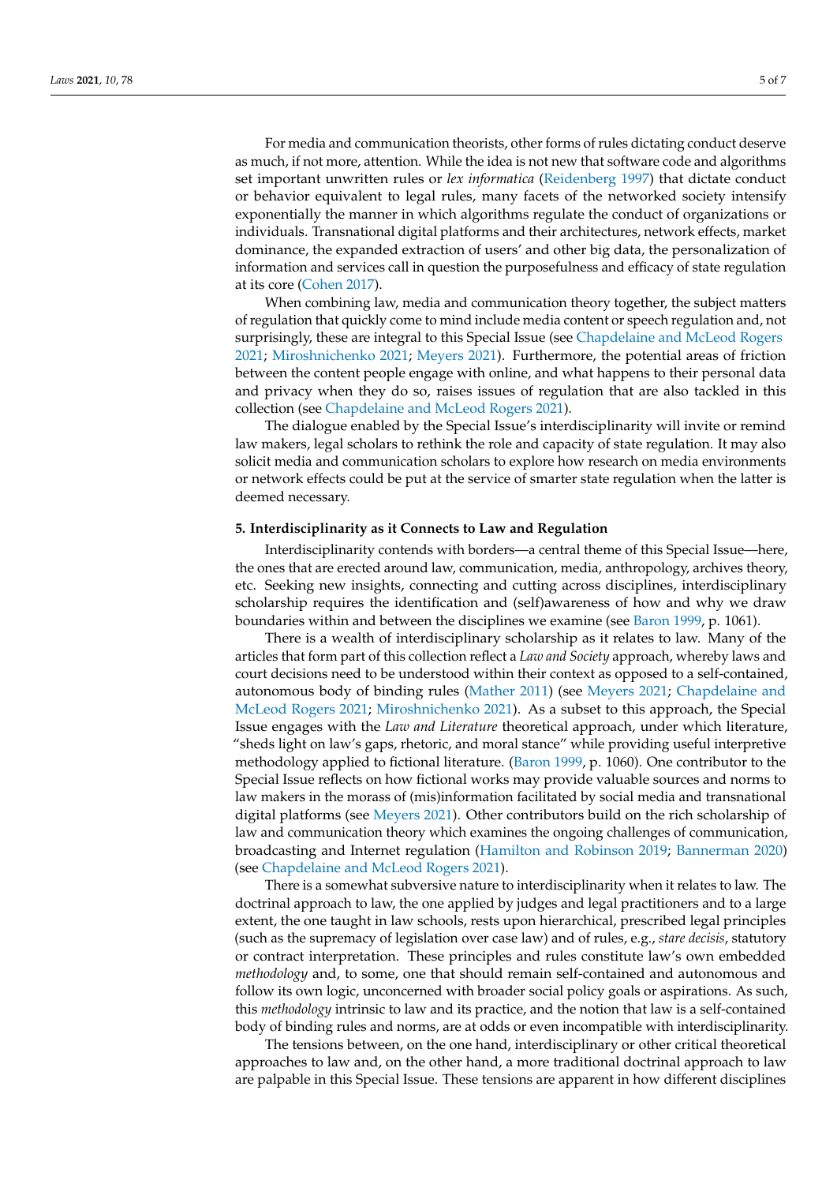For media and communication theorists, other forms of rules dictating conduct deserve as much, if not more, attention. While the idea is not new that software code and algorithms set important unwritten rules or *lex informatica* (Reidenberg 1997) that dictate conduct or behavior equivalent to legal rules, many facets of the networked society intensify exponentially the manner in which algorithms regulate the conduct of organizations or individuals. Transnational digital platforms and their architectures, network effects, market dominance, the expanded extraction of users' and other big data, the personalization of information and services call in question the purposefulness and efficacy of state regulation at its core (Cohen 2017).

When combining law, media and communication theory together, the subject matters of regulation that quickly come to mind include media content or speech regulation and, not surprisingly, these are integral to this Special Issue (see Chapdelaine and McLeod Rogers 2021; Miroshnichenko 2021; Meyers 2021). Furthermore, the potential areas of friction between the content people engage with online, and what happens to their personal data and privacy when they do so, raises issues of regulation that are also tackled in this collection (see Chapdelaine and McLeod Rogers 2021).

The dialogue enabled by the Special Issue's interdisciplinarity will invite or remind law makers, legal scholars to rethink the role and capacity of state regulation. It may also solicit media and communication scholars to explore how research on media environments or network effects could be put at the service of smarter state regulation when the latter is deemed necessary.

## 5. Interdisciplinarity as it Connects to Law and Regulation

Interdisciplinarity contends with borders—a central theme of this Special Issue—here, the ones that are erected around law, communication, media, anthropology, archives theory, etc. Seeking new insights, connecting and cutting across disciplines, interdisciplinary scholarship requires the identification and (self)awareness of how and why we draw boundaries within and between the disciplines we examine (see Baron 1999, p. 1061).

There is a wealth of interdisciplinary scholarship as it relates to law. Many of the articles that form part of this collection reflect a *Law and Society* approach, whereby laws and court decisions need to be understood within their context as opposed to a self-contained, autonomous body of binding rules (Mather 2011) (see Meyers 2021; Chapdelaine and McLeod Rogers 2021; Miroshnichenko 2021). As a subset to this approach, the Special Issue engages with the *Law and Literature* theoretical approach, under which literature, "sheds light on law's gaps, rhetoric, and moral stance" while providing useful interpretive methodology applied to fictional literature. (Baron 1999, p. 1060). One contributor to the Special Issue reflects on how fictional works may provide valuable sources and norms to law makers in the morass of (mis)information facilitated by social media and transnational digital platforms (see Meyers 2021). Other contributors build on the rich scholarship of law and communication theory which examines the ongoing challenges of communication, broadcasting and Internet regulation (Hamilton and Robinson 2019; Bannerman 2020) (see Chapdelaine and McLeod Rogers 2021).

There is a somewhat subversive nature to interdisciplinarity when it relates to law. The doctrinal approach to law, the one applied by judges and legal practitioners and to a large extent, the one taught in law schools, rests upon hierarchical, prescribed legal principles (such as the supremacy of legislation over case law) and of rules, e.g., *stare decisis*, statutory or contract interpretation. These principles and rules constitute law's own embedded *methodology* and, to some, one that should remain self-contained and autonomous and follow its own logic, unconcerned with broader social policy goals or aspirations. As such, this *methodology* intrinsic to law and its practice, and the notion that law is a self-contained body of binding rules and norms, are at odds or even incompatible with interdisciplinarity.

The tensions between, on the one hand, interdisciplinary or other critical theoretical approaches to law and, on the other hand, a more traditional doctrinal approach to law are palpable in this Special Issue. These tensions are apparent in how different disciplines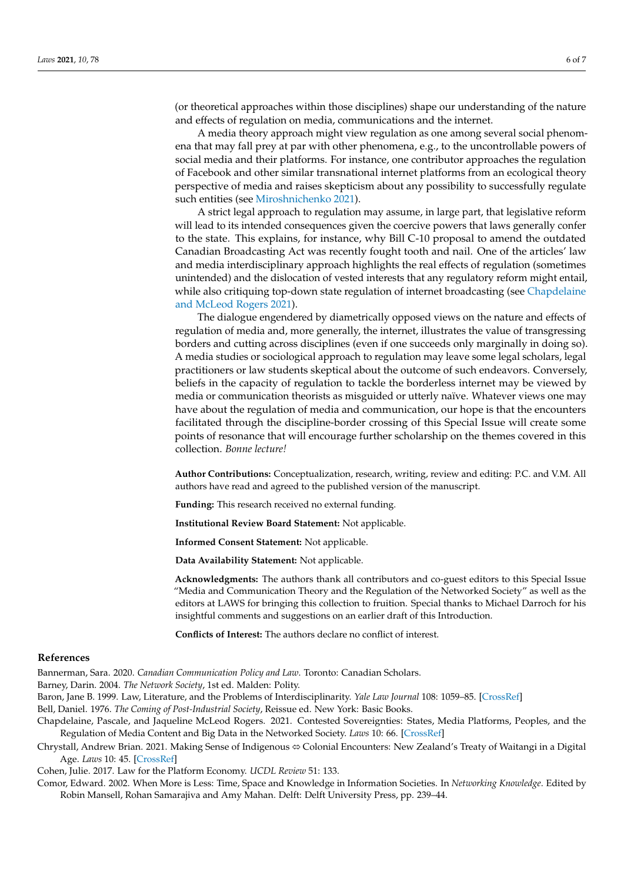(or theoretical approaches within those disciplines) shape our understanding of the nature and effects of regulation on media, communications and the internet.

A media theory approach might view regulation as one among several social phenomena that may fall prey at par with other phenomena, e.g., to the uncontrollable powers of social media and their platforms. For instance, one contributor approaches the regulation of Facebook and other similar transnational internet platforms from an ecological theory perspective of media and raises skepticism about any possibility to successfully regulate such entities (see Miroshnichenko 2021).

A strict legal approach to regulation may assume, in large part, that legislative reform will lead to its intended consequences given the coercive powers that laws generally confer to the state. This explains, for instance, why Bill C-10 proposal to amend the outdated Canadian Broadcasting Act was recently fought tooth and nail. One of the articles' law and media interdisciplinary approach highlights the real effects of regulation (sometimes unintended) and the dislocation of vested interests that any regulatory reform might entail, while also critiquing top-down state regulation of internet broadcasting (see Chapdelaine and McLeod Rogers 2021).

The dialogue engendered by diametrically opposed views on the nature and effects of regulation of media and, more generally, the internet, illustrates the value of transgressing borders and cutting across disciplines (even if one succeeds only marginally in doing so). A media studies or sociological approach to regulation may leave some legal scholars, legal practitioners or law students skeptical about the outcome of such endeavors. Conversely, beliefs in the capacity of regulation to tackle the borderless internet may be viewed by media or communication theorists as misguided or utterly naïve. Whatever views one may have about the regulation of media and communication, our hope is that the encounters facilitated through the discipline-border crossing of this Special Issue will create some points of resonance that will encourage further scholarship on the themes covered in this collection. *Bonne lecture!*

**Author Contributions:** Conceptualization, research, writing, review and editing: P.C. and V.M. All authors have read and agreed to the published version of the manuscript.

**Funding:** This research received no external funding.

**Institutional Review Board Statement:** Not applicable.

**Informed Consent Statement:** Not applicable.

**Data Availability Statement:** Not applicable.

**Acknowledgments:** The authors thank all contributors and co-guest editors to this Special Issue "Media and Communication Theory and the Regulation of the Networked Society" as well as the editors at LAWS for bringing this collection to fruition. Special thanks to Michael Darroch for his insightful comments and suggestions on an earlier draft of this Introduction.

**Conflicts of Interest:** The authors declare no conflict of interest.

## References

Bannerman, Sara. 2020. *Canadian Communication Policy and Law*. Toronto: Canadian Scholars.

Barney, Darin. 2004. *The Network Society*, 1st ed. Malden: Polity.

Baron, Jane B. 1999. Law, Literature, and the Problems of Interdisciplinarity. *Yale Law Journal* 108: 1059–85. [CrossRef]

Bell, Daniel. 1976. *The Coming of Post-Industrial Society*, Reissue ed. New York: Basic Books.

Chapdelaine, Pascale, and Jaqueline McLeod Rogers. 2021. Contested Sovereignties: States, Media Platforms, Peoples, and the Regulation of Media Content and Big Data in the Networked Society. *Laws* 10: 66. [CrossRef]

Chrystall, Andrew Brian. 2021. Making Sense of Indigenous ⇔ Colonial Encounters: New Zealand's Treaty of Waitangi in a Digital Age. *Laws* 10: 45. [CrossRef]

Cohen, Julie. 2017. Law for the Platform Economy. *UCDL Review* 51: 133.

Comor, Edward. 2002. When More is Less: Time, Space and Knowledge in Information Societies. In *Networking Knowledge*. Edited by Robin Mansell, Rohan Samarajiva and Amy Mahan. Delft: Delft University Press, pp. 239–44.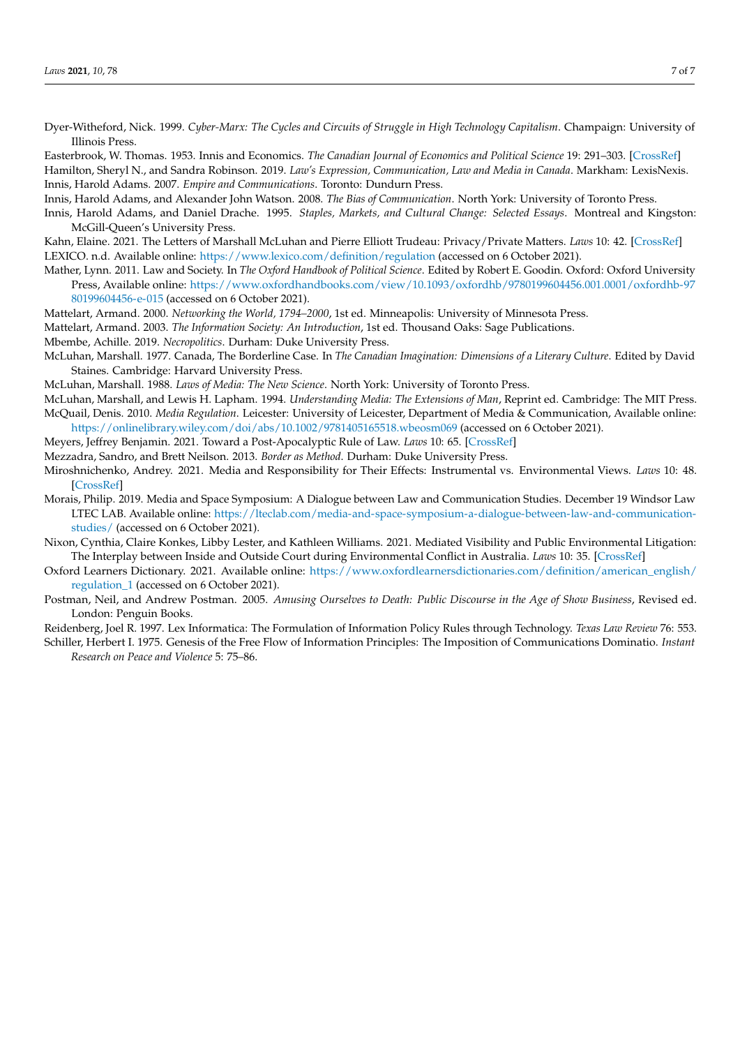Dyer-Witheford, Nick. 1999. *Cyber-Marx: The Cycles and Circuits of Struggle in High Technology Capitalism*. Champaign: University of Illinois Press.

Easterbrook, W. Thomas. 1953. Innis and Economics. *The Canadian Journal of Economics and Political Science* 19: 291–303. [CrossRef]

Hamilton, Sheryl N., and Sandra Robinson. 2019. *Law's Expression, Communication, Law and Media in Canada*. Markham: LexisNexis.

Innis, Harold Adams. 2007. *Empire and Communications*. Toronto: Dundurn Press.

Innis, Harold Adams, and Alexander John Watson. 2008. *The Bias of Communication*. North York: University of Toronto Press.

Innis, Harold Adams, and Daniel Drache. 1995. *Staples, Markets, and Cultural Change: Selected Essays*. Montreal and Kingston: McGill-Queen's University Press.

Kahn, Elaine. 2021. The Letters of Marshall McLuhan and Pierre Elliott Trudeau: Privacy/Private Matters. *Laws* 10: 42. [CrossRef]

LEXICO. n.d. Available online: https://www.lexico.com/definition/regulation (accessed on 6 October 2021).

Mather, Lynn. 2011. Law and Society. In *The Oxford Handbook of Political Science*. Edited by Robert E. Goodin. Oxford: Oxford University Press, Available online: https://www.oxfordhandbooks.com/view/10.1093/oxfordhb/9780199604456.001.0001/oxfordhb-9780199604456-e-015 (accessed on 6 October 2021).

Mattelart, Armand. 2000. *Networking the World, 1794–2000*, 1st ed. Minneapolis: University of Minnesota Press.

Mattelart, Armand. 2003. *The Information Society: An Introduction*, 1st ed. Thousand Oaks: Sage Publications.

Mbembe, Achille. 2019. *Necropolitics*. Durham: Duke University Press.

McLuhan, Marshall. 1977. Canada, The Borderline Case. In *The Canadian Imagination: Dimensions of a Literary Culture*. Edited by David Staines. Cambridge: Harvard University Press.

McLuhan, Marshall. 1988. *Laws of Media: The New Science*. North York: University of Toronto Press.

McLuhan, Marshall, and Lewis H. Lapham. 1994. *Understanding Media: The Extensions of Man*, Reprint ed. Cambridge: The MIT Press.

McQuail, Denis. 2010. *Media Regulation*. Leicester: University of Leicester, Department of Media & Communication, Available online: https://onlinelibrary.wiley.com/doi/abs/10.1002/9781405165518.wbeosm069 (accessed on 6 October 2021).

Meyers, Jeffrey Benjamin. 2021. Toward a Post-Apocalyptic Rule of Law. *Laws* 10: 65. [CrossRef]

Mezzadra, Sandro, and Brett Neilson. 2013. *Border as Method*. Durham: Duke University Press.

Miroshnichenko, Andrey. 2021. Media and Responsibility for Their Effects: Instrumental vs. Environmental Views. *Laws* 10: 48. [CrossRef]

Morais, Philip. 2019. Media and Space Symposium: A Dialogue between Law and Communication Studies. December 19 Windsor Law LTEC LAB. Available online: https://lteclab.com/media-and-space-symposium-a-dialogue-between-law-and-communication-studies/ (accessed on 6 October 2021).

Nixon, Cynthia, Claire Konkes, Libby Lester, and Kathleen Williams. 2021. Mediated Visibility and Public Environmental Litigation: The Interplay between Inside and Outside Court during Environmental Conflict in Australia. *Laws* 10: 35. [CrossRef]

Oxford Learners Dictionary. 2021. Available online: https://www.oxfordlearnersdictionaries.com/definition/american_english/regulation_1 (accessed on 6 October 2021).

Postman, Neil, and Andrew Postman. 2005. *Amusing Ourselves to Death: Public Discourse in the Age of Show Business*, Revised ed. London: Penguin Books.

Reidenberg, Joel R. 1997. Lex Informatica: The Formulation of Information Policy Rules through Technology. *Texas Law Review* 76: 553.

Schiller, Herbert I. 1975. Genesis of the Free Flow of Information Principles: The Imposition of Communications Dominatio. *Instant Research on Peace and Violence* 5: 75–86.